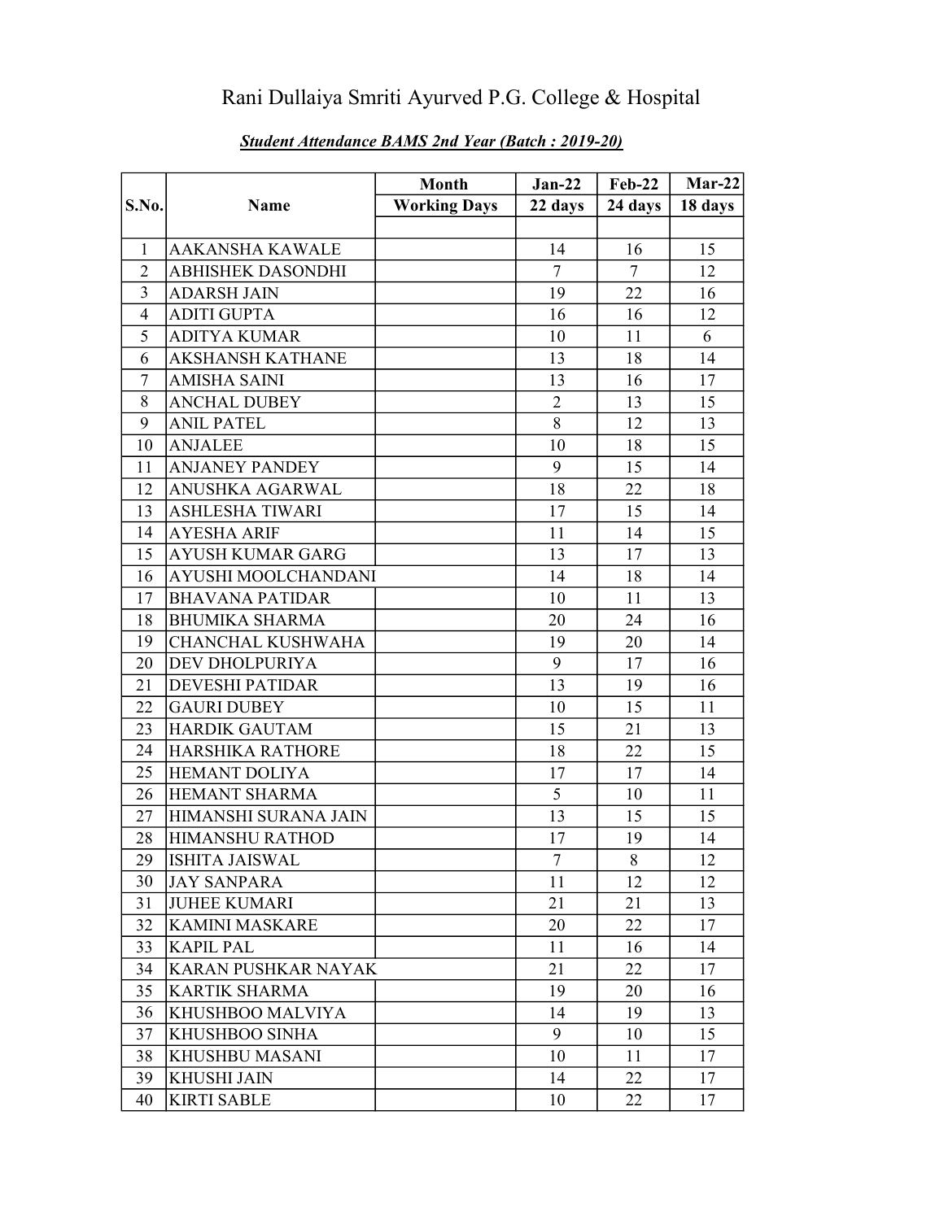# Rani Dullaiya Smriti Ayurved P.G. College & Hospital

***Student Attendance BAMS 2nd Year (Batch : 2019-20)***

| S.No. | Name | Month | Jan-22 | Feb-22 | Mar-22 |
|---|---|---|---|---|---|
| | | Working Days | 22 days | 24 days | 18 days |
| | | | | | |
| 1 | AAKANSHA KAWALE | | 14 | 16 | 15 |
| 2 | ABHISHEK DASONDHI | | 7 | 7 | 12 |
| 3 | ADARSH JAIN | | 19 | 22 | 16 |
| 4 | ADITI GUPTA | | 16 | 16 | 12 |
| 5 | ADITYA KUMAR | | 10 | 11 | 6 |
| 6 | AKSHANSH KATHANE | | 13 | 18 | 14 |
| 7 | AMISHA SAINI | | 13 | 16 | 17 |
| 8 | ANCHAL DUBEY | | 2 | 13 | 15 |
| 9 | ANIL PATEL | | 8 | 12 | 13 |
| 10 | ANJALEE | | 10 | 18 | 15 |
| 11 | ANJANEY PANDEY | | 9 | 15 | 14 |
| 12 | ANUSHKA AGARWAL | | 18 | 22 | 18 |
| 13 | ASHLESHA TIWARI | | 17 | 15 | 14 |
| 14 | AYESHA ARIF | | 11 | 14 | 15 |
| 15 | AYUSH KUMAR GARG | | 13 | 17 | 13 |
| 16 | AYUSHI MOOLCHANDANI | | 14 | 18 | 14 |
| 17 | BHAVANA PATIDAR | | 10 | 11 | 13 |
| 18 | BHUMIKA SHARMA | | 20 | 24 | 16 |
| 19 | CHANCHAL KUSHWAHA | | 19 | 20 | 14 |
| 20 | DEV DHOLPURIYA | | 9 | 17 | 16 |
| 21 | DEVESHI PATIDAR | | 13 | 19 | 16 |
| 22 | GAURI DUBEY | | 10 | 15 | 11 |
| 23 | HARDIK GAUTAM | | 15 | 21 | 13 |
| 24 | HARSHIKA RATHORE | | 18 | 22 | 15 |
| 25 | HEMANT DOLIYA | | 17 | 17 | 14 |
| 26 | HEMANT SHARMA | | 5 | 10 | 11 |
| 27 | HIMANSHI SURANA JAIN | | 13 | 15 | 15 |
| 28 | HIMANSHU RATHOD | | 17 | 19 | 14 |
| 29 | ISHITA JAISWAL | | 7 | 8 | 12 |
| 30 | JAY SANPARA | | 11 | 12 | 12 |
| 31 | JUHEE KUMARI | | 21 | 21 | 13 |
| 32 | KAMINI MASKARE | | 20 | 22 | 17 |
| 33 | KAPIL PAL | | 11 | 16 | 14 |
| 34 | KARAN PUSHKAR NAYAK | | 21 | 22 | 17 |
| 35 | KARTIK SHARMA | | 19 | 20 | 16 |
| 36 | KHUSHBOO MALVIYA | | 14 | 19 | 13 |
| 37 | KHUSHBOO SINHA | | 9 | 10 | 15 |
| 38 | KHUSHBU MASANI | | 10 | 11 | 17 |
| 39 | KHUSHI JAIN | | 14 | 22 | 17 |
| 40 | KIRTI SABLE | | 10 | 22 | 17 |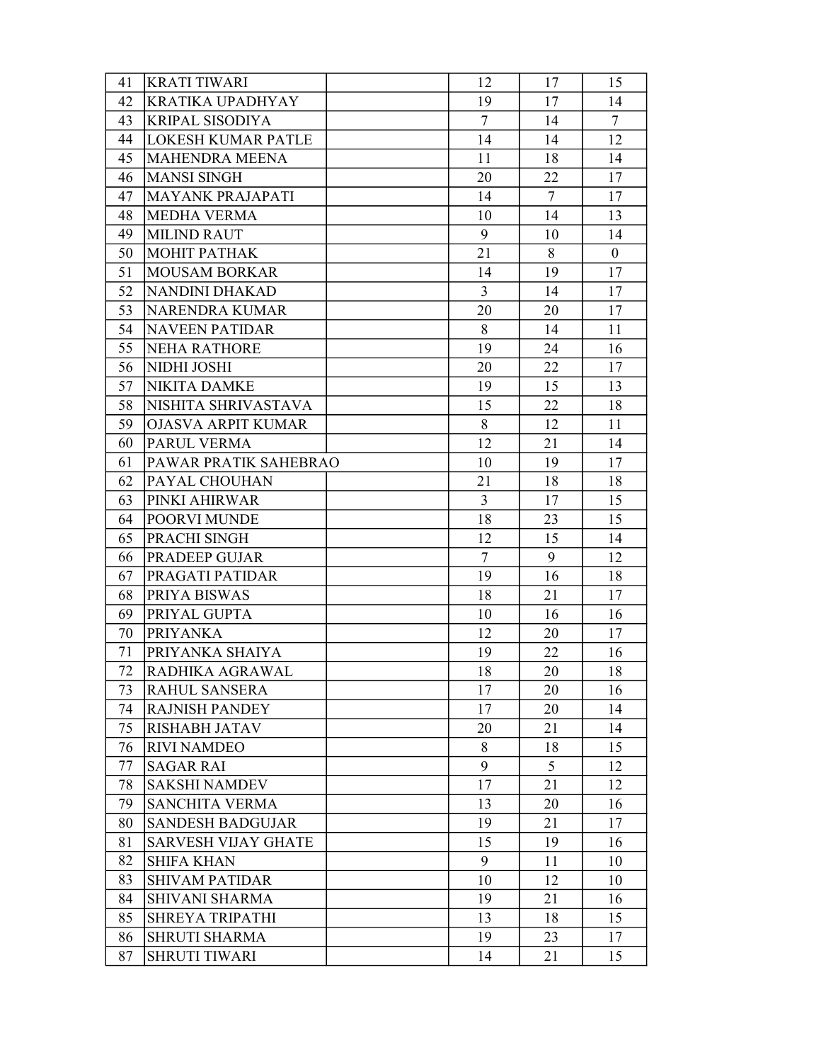| | | | | | |
|---|---|---|---|---|---|
| 41 | KRATI TIWARI | | 12 | 17 | 15 |
| 42 | KRATIKA UPADHYAY | | 19 | 17 | 14 |
| 43 | KRIPAL SISODIYA | | 7 | 14 | 7 |
| 44 | LOKESH KUMAR PATLE | | 14 | 14 | 12 |
| 45 | MAHENDRA MEENA | | 11 | 18 | 14 |
| 46 | MANSI SINGH | | 20 | 22 | 17 |
| 47 | MAYANK PRAJAPATI | | 14 | 7 | 17 |
| 48 | MEDHA VERMA | | 10 | 14 | 13 |
| 49 | MILIND RAUT | | 9 | 10 | 14 |
| 50 | MOHIT PATHAK | | 21 | 8 | 0 |
| 51 | MOUSAM BORKAR | | 14 | 19 | 17 |
| 52 | NANDINI DHAKAD | | 3 | 14 | 17 |
| 53 | NARENDRA KUMAR | | 20 | 20 | 17 |
| 54 | NAVEEN PATIDAR | | 8 | 14 | 11 |
| 55 | NEHA RATHORE | | 19 | 24 | 16 |
| 56 | NIDHI JOSHI | | 20 | 22 | 17 |
| 57 | NIKITA DAMKE | | 19 | 15 | 13 |
| 58 | NISHITA SHRIVASTAVA | | 15 | 22 | 18 |
| 59 | OJASVA ARPIT KUMAR | | 8 | 12 | 11 |
| 60 | PARUL VERMA | | 12 | 21 | 14 |
| 61 | PAWAR PRATIK SAHEBRAO | | 10 | 19 | 17 |
| 62 | PAYAL CHOUHAN | | 21 | 18 | 18 |
| 63 | PINKI AHIRWAR | | 3 | 17 | 15 |
| 64 | POORVI MUNDE | | 18 | 23 | 15 |
| 65 | PRACHI SINGH | | 12 | 15 | 14 |
| 66 | PRADEEP GUJAR | | 7 | 9 | 12 |
| 67 | PRAGATI PATIDAR | | 19 | 16 | 18 |
| 68 | PRIYA BISWAS | | 18 | 21 | 17 |
| 69 | PRIYAL GUPTA | | 10 | 16 | 16 |
| 70 | PRIYANKA | | 12 | 20 | 17 |
| 71 | PRIYANKA SHAIYA | | 19 | 22 | 16 |
| 72 | RADHIKA AGRAWAL | | 18 | 20 | 18 |
| 73 | RAHUL SANSERA | | 17 | 20 | 16 |
| 74 | RAJNISH PANDEY | | 17 | 20 | 14 |
| 75 | RISHABH JATAV | | 20 | 21 | 14 |
| 76 | RIVI NAMDEO | | 8 | 18 | 15 |
| 77 | SAGAR RAI | | 9 | 5 | 12 |
| 78 | SAKSHI NAMDEV | | 17 | 21 | 12 |
| 79 | SANCHITA VERMA | | 13 | 20 | 16 |
| 80 | SANDESH BADGUJAR | | 19 | 21 | 17 |
| 81 | SARVESH VIJAY GHATE | | 15 | 19 | 16 |
| 82 | SHIFA KHAN | | 9 | 11 | 10 |
| 83 | SHIVAM PATIDAR | | 10 | 12 | 10 |
| 84 | SHIVANI SHARMA | | 19 | 21 | 16 |
| 85 | SHREYA TRIPATHI | | 13 | 18 | 15 |
| 86 | SHRUTI SHARMA | | 19 | 23 | 17 |
| 87 | SHRUTI TIWARI | | 14 | 21 | 15 |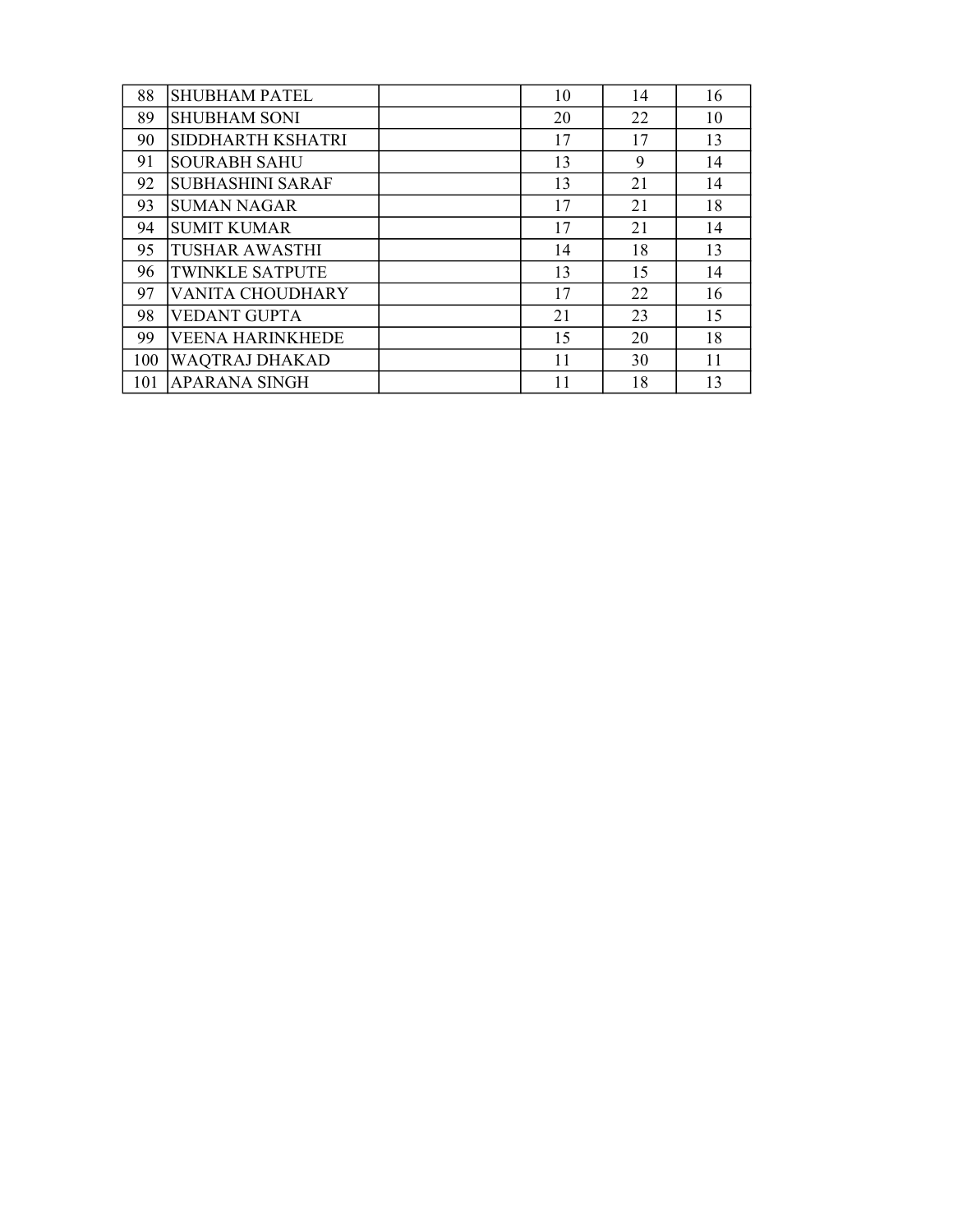| | | | | | |
|---|---|---|---|---|---|
| 88 | SHUBHAM PATEL | | 10 | 14 | 16 |
| 89 | SHUBHAM SONI | | 20 | 22 | 10 |
| 90 | SIDDHARTH KSHATRI | | 17 | 17 | 13 |
| 91 | SOURABH SAHU | | 13 | 9 | 14 |
| 92 | SUBHASHINI SARAF | | 13 | 21 | 14 |
| 93 | SUMAN NAGAR | | 17 | 21 | 18 |
| 94 | SUMIT KUMAR | | 17 | 21 | 14 |
| 95 | TUSHAR AWASTHI | | 14 | 18 | 13 |
| 96 | TWINKLE SATPUTE | | 13 | 15 | 14 |
| 97 | VANITA CHOUDHARY | | 17 | 22 | 16 |
| 98 | VEDANT GUPTA | | 21 | 23 | 15 |
| 99 | VEENA HARINKHEDE | | 15 | 20 | 18 |
| 100 | WAQTRAJ DHAKAD | | 11 | 30 | 11 |
| 101 | APARANA SINGH | | 11 | 18 | 13 |